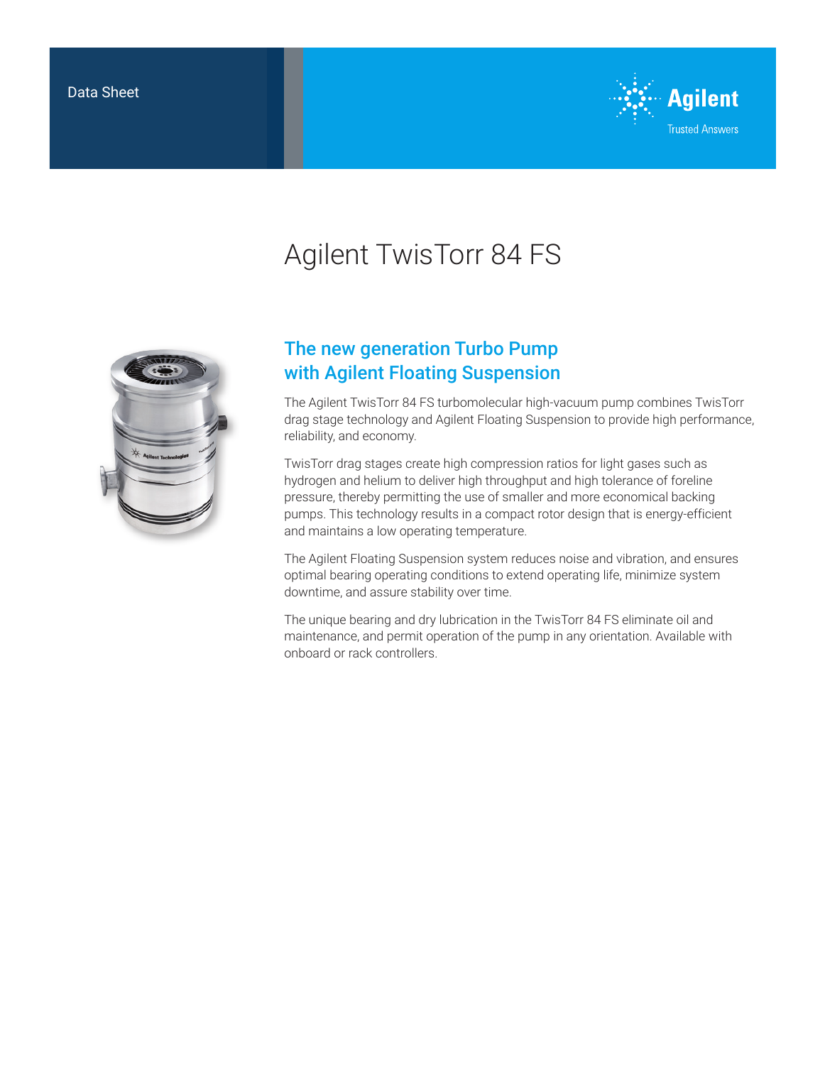Data Sheet

# Agilent TwisTorr 84 FS

## The new generation Turbo Pump with Agilent Floating Suspension

The Agilent TwisTorr 84 FS turbomolecular high-vacuum pump combines TwisTorr drag stage technology and Agilent Floating Suspension to provide high performance, reliability, and economy.

TwisTorr drag stages create high compression ratios for light gases such as hydrogen and helium to deliver high throughput and high tolerance of foreline pressure, thereby permitting the use of smaller and more economical backing pumps. This technology results in a compact rotor design that is energy-efficient and maintains a low operating temperature.

The Agilent Floating Suspension system reduces noise and vibration, and ensures optimal bearing operating conditions to extend operating life, minimize system downtime, and assure stability over time.

The unique bearing and dry lubrication in the TwisTorr 84 FS eliminate oil and maintenance, and permit operation of the pump in any orientation. Available with onboard or rack controllers.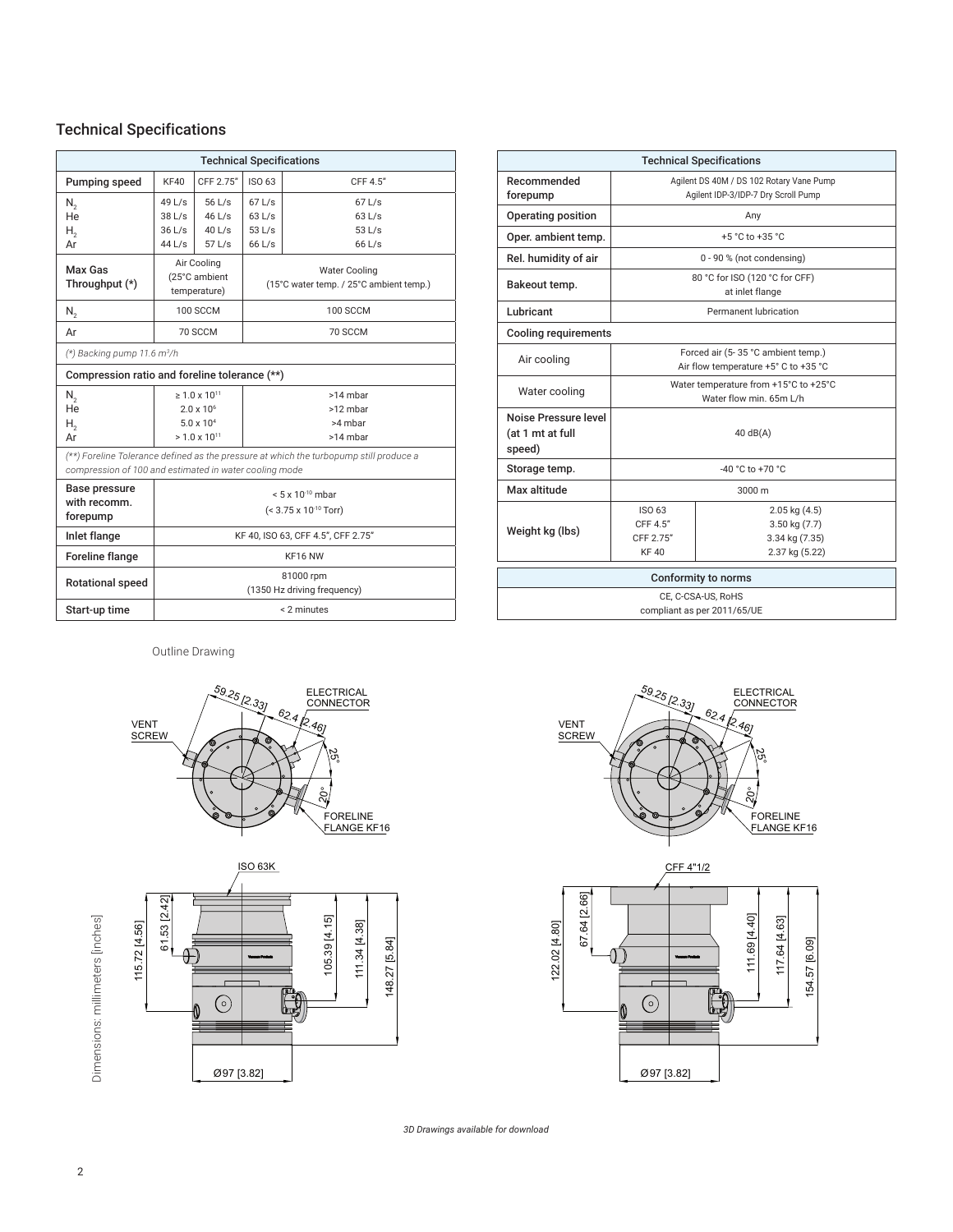## Technical Specifications

| Technical Specifications | | | | |
|---|---|---|---|---|
| Pumping speed | KF40 | CFF 2.75" | ISO 63 | CFF 4.5" |
| $N_2$ | 49 L/s | 56 L/s | 67 L/s | 67 L/s |
| He | 38 L/s | 46 L/s | 63 L/s | 63 L/s |
| $H_2$ | 36 L/s | 40 L/s | 53 L/s | 53 L/s |
| Ar | 44 L/s | 57 L/s | 66 L/s | 66 L/s |
| Max Gas Throughput (*) | Air Cooling (25°C ambient temperature) | | Water Cooling (15°C water temp. / 25°C ambient temp.) | |
| $N_2$ | 100 SCCM | | 100 SCCM | |
| Ar | 70 SCCM | | 70 SCCM | |
| *(*) Backing pump 11.6 m³/h* | | | | |
| **Compression ratio and foreline tolerance (**)** | | | | |
| $N_2$ | ≥ 1.0 x $10^{11}$ | | >14 mbar | |
| He | 2.0 x $10^{6}$ | | >12 mbar | |
| $H_2$ | 5.0 x $10^{4}$ | | >4 mbar | |
| Ar | > 1.0 x $10^{11}$ | | >14 mbar | |
| *(**) Foreline Tolerance defined as the pressure at which the turbopump still produce a compression of 100 and estimated in water cooling mode* | | | | |
| Base pressure with recomm. forepump | < 5 x $10^{-10}$ mbar (< 3.75 x $10^{-10}$ Torr) | | | |
| Inlet flange | KF 40, ISO 63, CFF 4.5", CFF 2.75" | | | |
| Foreline flange | KF16 NW | | | |
| Rotational speed | 81000 rpm (1350 Hz driving frequency) | | | |
| Start-up time | < 2 minutes | | | |

| Technical Specifications | | |
|---|---|---|
| Recommended forepump | Agilent DS 40M / DS 102 Rotary Vane Pump<br>Agilent IDP-3/IDP-7 Dry Scroll Pump | |
| Operating position | Any | |
| Oper. ambient temp. | +5 °C to +35 °C | |
| Rel. humidity of air | 0 - 90 % (not condensing) | |
| Bakeout temp. | 80 °C for ISO (120 °C for CFF) at inlet flange | |
| Lubricant | Permanent lubrication | |
| **Cooling requirements** | | |
| Air cooling | Forced air (5- 35 °C ambient temp.) Air flow temperature +5° C to +35 °C | |
| Water cooling | Water temperature from +15°C to +25°C Water flow min. 65m L/h | |
| Noise Pressure level (at 1 mt at full speed) | 40 dB(A) | |
| Storage temp. | -40 °C to +70 °C | |
| Max altitude | 3000 m | |
| Weight kg (lbs) | ISO 63 | 2.05 kg (4.5) |
| | CFF 4.5" | 3.50 kg (7.7) |
| | CFF 2.75" | 3.34 kg (7.35) |
| | KF 40 | 2.37 kg (5.22) |

| Conformity to norms |
|---|
| CE, C-CSA-US, RoHS compliant as per 2011/65/UE |

Outline Drawing

Dimensions: millimeters [inches]

*3D Drawings available for download*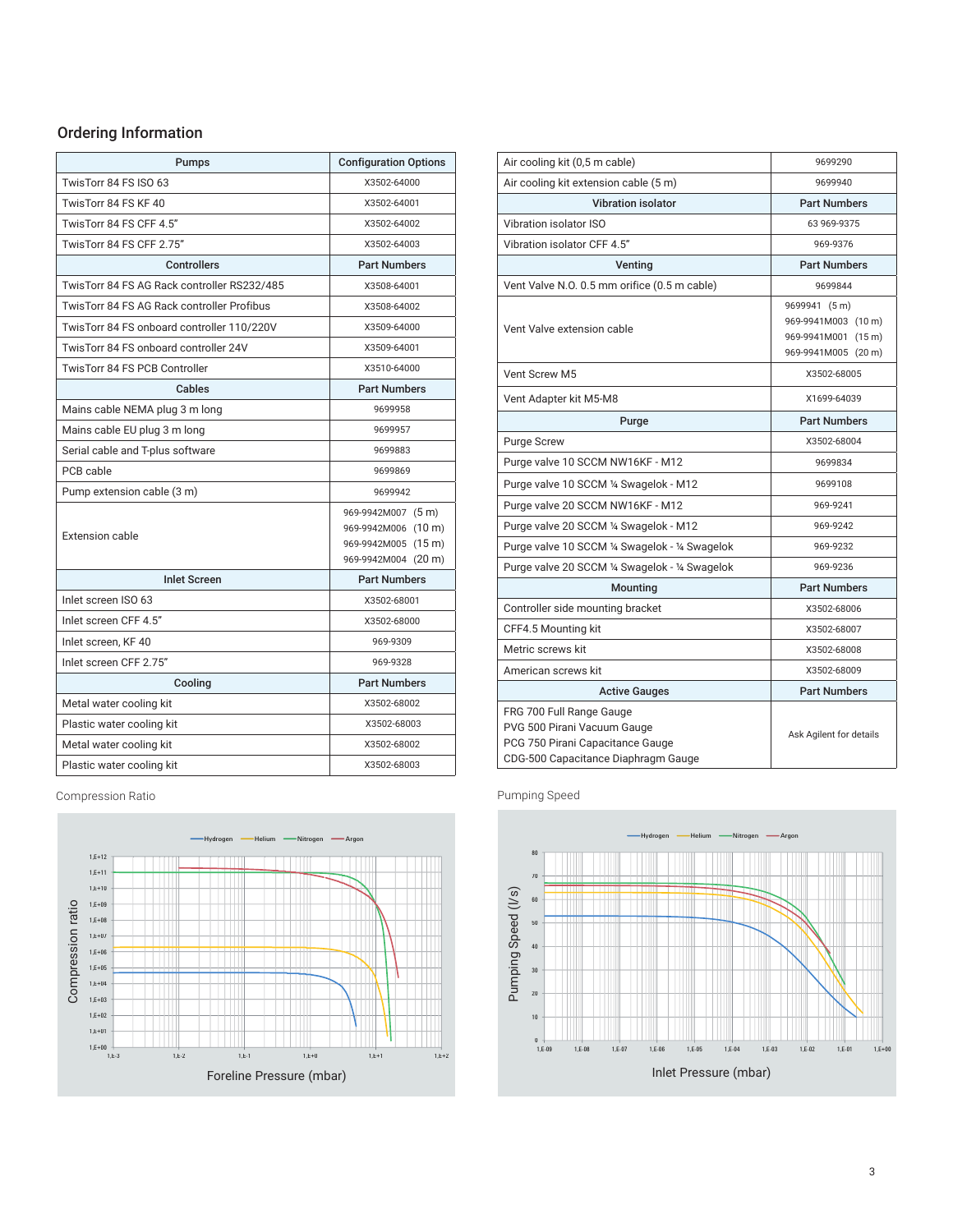## Ordering Information

| Pumps | Configuration Options |
|---|---|
| TwisTorr 84 FS ISO 63 | X3502-64000 |
| TwisTorr 84 FS KF 40 | X3502-64001 |
| TwisTorr 84 FS CFF 4.5" | X3502-64002 |
| TwisTorr 84 FS CFF 2.75" | X3502-64003 |
| **Controllers** | **Part Numbers** |
| TwisTorr 84 FS AG Rack controller RS232/485 | X3508-64001 |
| TwisTorr 84 FS AG Rack controller Profibus | X3508-64002 |
| TwisTorr 84 FS onboard controller 110/220V | X3509-64000 |
| TwisTorr 84 FS onboard controller 24V | X3509-64001 |
| TwisTorr 84 FS PCB Controller | X3510-64000 |
| **Cables** | **Part Numbers** |
| Mains cable NEMA plug 3 m long | 9699958 |
| Mains cable EU plug 3 m long | 9699957 |
| Serial cable and T-plus software | 9699883 |
| PCB cable | 9699869 |
| Pump extension cable (3 m) | 9699942 |
| Extension cable | 969-9942M007 (5 m)<br>969-9942M006 (10 m)<br>969-9942M005 (15 m)<br>969-9942M004 (20 m) |
| **Inlet Screen** | **Part Numbers** |
| Inlet screen ISO 63 | X3502-68001 |
| Inlet screen CFF 4.5" | X3502-68000 |
| Inlet screen, KF 40 | 969-9309 |
| Inlet screen CFF 2.75" | 969-9328 |
| **Cooling** | **Part Numbers** |
| Metal water cooling kit | X3502-68002 |
| Plastic water cooling kit | X3502-68003 |
| Metal water cooling kit | X3502-68002 |
| Plastic water cooling kit | X3502-68003 |

| Air cooling kit (0,5 m cable) | 9699290 |
|---|---|
| Air cooling kit extension cable (5 m) | 9699940 |
| **Vibration isolator** | **Part Numbers** |
| Vibration isolator ISO | 63 969-9375 |
| Vibration isolator CFF 4.5" | 969-9376 |
| **Venting** | **Part Numbers** |
| Vent Valve N.O. 0.5 mm orifice (0.5 m cable) | 9699844 |
| Vent Valve extension cable | 9699941 (5 m)<br>969-9941M003 (10 m)<br>969-9941M001 (15 m)<br>969-9941M005 (20 m) |
| Vent Screw M5 | X3502-68005 |
| Vent Adapter kit M5-M8 | X1699-64039 |
| **Purge** | **Part Numbers** |
| Purge Screw | X3502-68004 |
| Purge valve 10 SCCM NW16KF - M12 | 9699834 |
| Purge valve 10 SCCM ¼ Swagelok - M12 | 9699108 |
| Purge valve 20 SCCM NW16KF - M12 | 969-9241 |
| Purge valve 20 SCCM ¼ Swagelok - M12 | 969-9242 |
| Purge valve 10 SCCM ¼ Swagelok - ¼ Swagelok | 969-9232 |
| Purge valve 20 SCCM ¼ Swagelok - ¼ Swagelok | 969-9236 |
| **Mounting** | **Part Numbers** |
| Controller side mounting bracket | X3502-68006 |
| CFF4.5 Mounting kit | X3502-68007 |
| Metric screws kit | X3502-68008 |
| American screws kit | X3502-68009 |
| **Active Gauges** | **Part Numbers** |
| FRG 700 Full Range Gauge<br>PVG 500 Pirani Vacuum Gauge<br>PCG 750 Pirani Capacitance Gauge<br>CDG-500 Capacitance Diaphragm Gauge | Ask Agilent for details |

Compression Ratio

Pumping Speed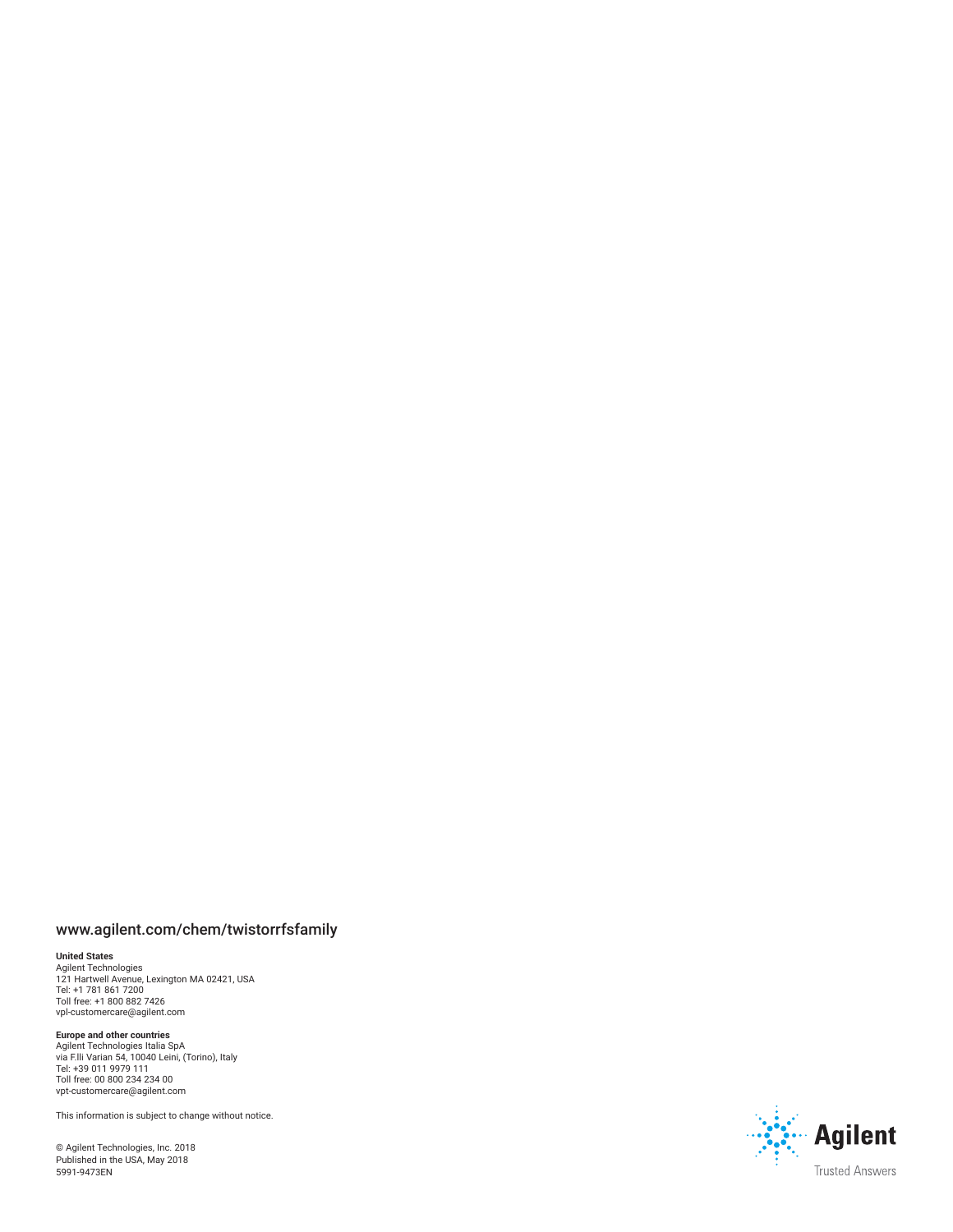www.agilent.com/chem/twistorrfsfamily

**United States**
Agilent Technologies
121 Hartwell Avenue, Lexington MA 02421, USA
Tel: +1 781 861 7200
Toll free: +1 800 882 7426
vpl-customercare@agilent.com

**Europe and other countries**
Agilent Technologies Italia SpA
via F.lli Varian 54, 10040 Leini, (Torino), Italy
Tel: +39 011 9979 111
Toll free: 00 800 234 234 00
vpt-customercare@agilent.com

This information is subject to change without notice.

© Agilent Technologies, Inc. 2018
Published in the USA, May 2018
5991-9473EN

Agilent
Trusted Answers